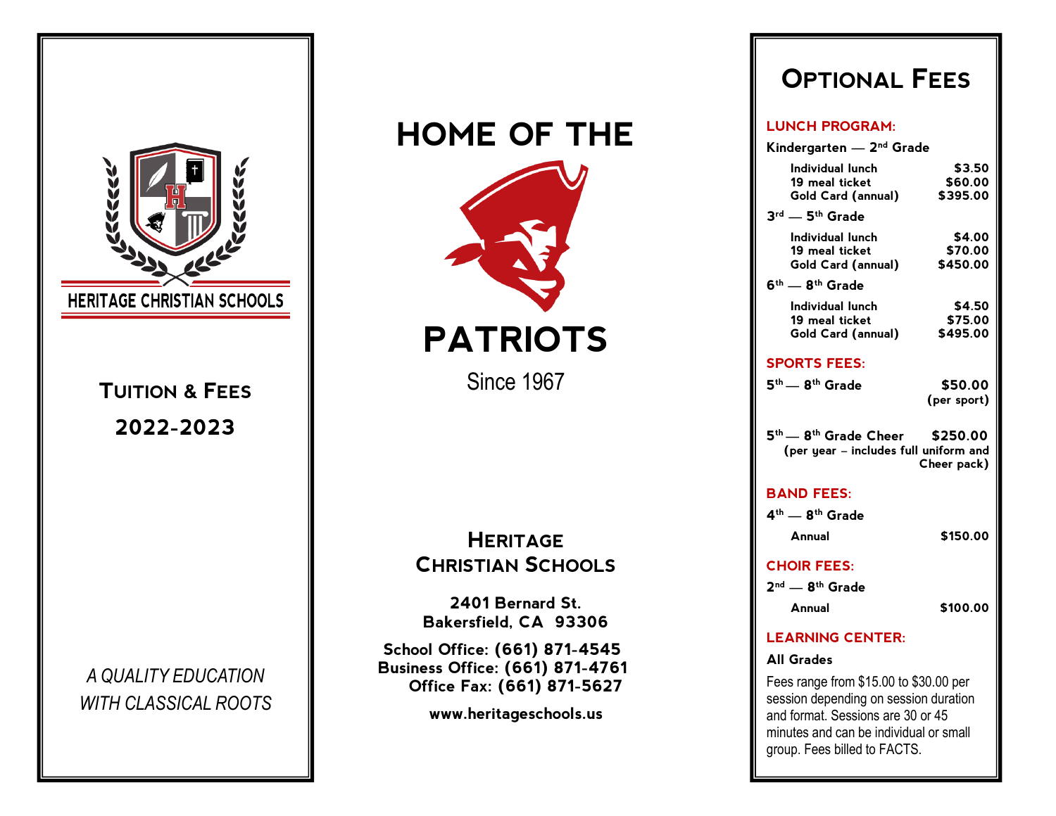HERITAGE CHRISTIAN SCHOOLS

# Tuition & Fees

## 2022-2023

*A QUALITY EDUCATION WITH CLASSICAL ROOTS*

# HOME OF THE

# PATRIOTS

Since 1967

## Heritage Christian Schools

**2401 Bernard St.**
**Bakersfield, CA 93306**

**School Office: (661) 871-4545**
**Business Office: (661) 871-4761**
**Office Fax: (661) 871-5627**

**www.heritageschools.us**

# Optional Fees

## LUNCH PROGRAM:

**Kindergarten — 2nd Grade**

| Item | Price |
|---|---|
| Individual lunch | $3.50 |
| 19 meal ticket | $60.00 |
| Gold Card (annual) | $395.00 |

**3rd — 5th Grade**

| Item | Price |
|---|---|
| Individual lunch | $4.00 |
| 19 meal ticket | $70.00 |
| Gold Card (annual) | $450.00 |

**6th — 8th Grade**

| Item | Price |
|---|---|
| Individual lunch | $4.50 |
| 19 meal ticket | $75.00 |
| Gold Card (annual) | $495.00 |

## SPORTS FEES:

**5th — 8th Grade** — **$50.00** (per sport)

**5th — 8th Grade Cheer** — **$250.00** (per year – includes full uniform and Cheer pack)

## BAND FEES:

**4th — 8th Grade**

Annual — $150.00

## CHOIR FEES:

**2nd — 8th Grade**

Annual — $100.00

## LEARNING CENTER:

**All Grades**

Fees range from $15.00 to $30.00 per session depending on session duration and format. Sessions are 30 or 45 minutes and can be individual or small group. Fees billed to FACTS.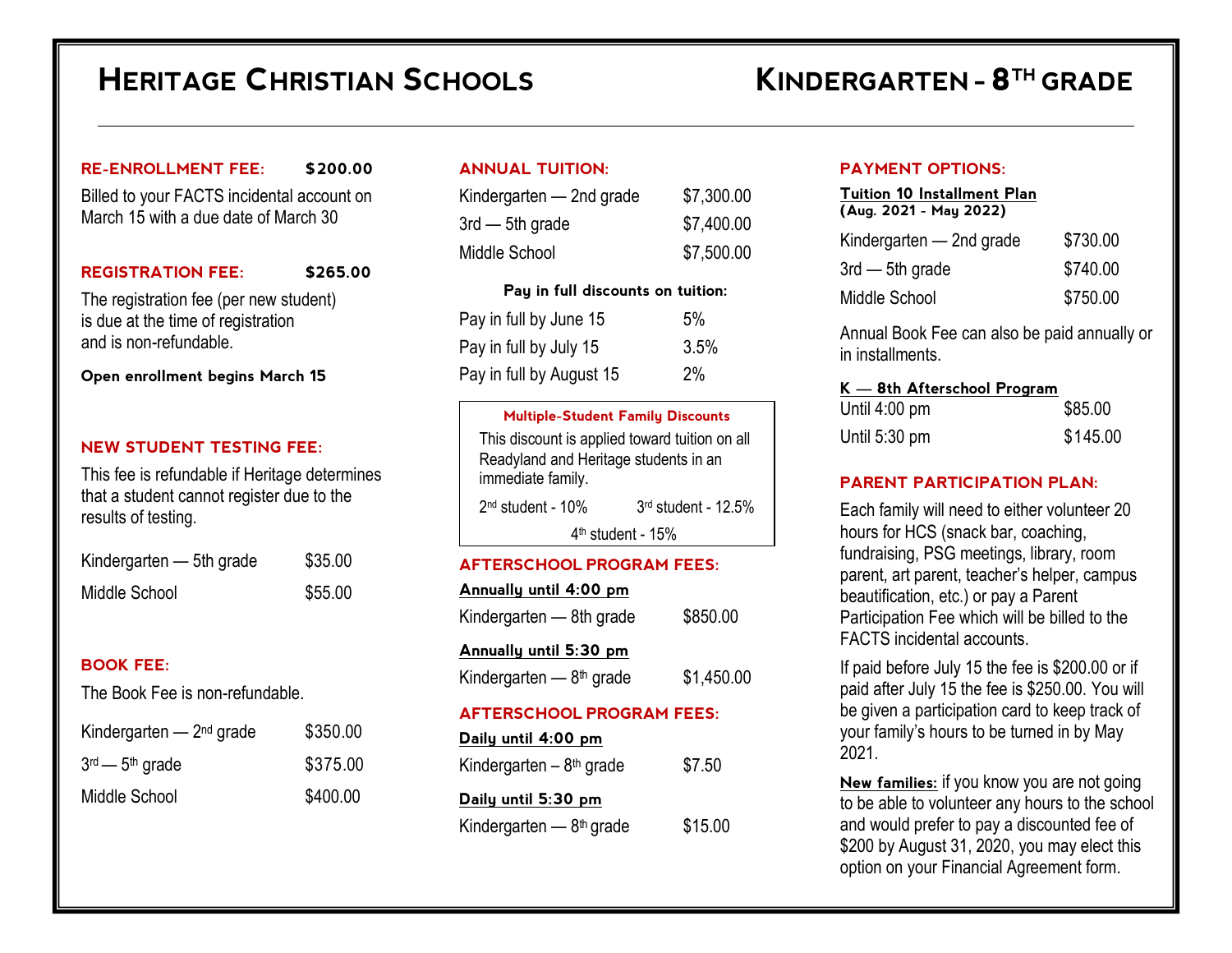# Heritage Christian Schools

# Kindergarten - 8th grade

## RE-ENROLLMENT FEE: $200.00

Billed to your FACTS incidental account on March 15 with a due date of March 30

## REGISTRATION FEE: $265.00

The registration fee (per new student) is due at the time of registration and is non-refundable.

**Open enrollment begins March 15**

## NEW STUDENT TESTING FEE:

This fee is refundable if Heritage determines that a student cannot register due to the results of testing.

| | |
|---|---|
| Kindergarten — 5th grade | $35.00 |
| Middle School | $55.00 |

## BOOK FEE:

The Book Fee is non-refundable.

| | |
|---|---|
| Kindergarten — 2nd grade | $350.00 |
| 3rd — 5th grade | $375.00 |
| Middle School | $400.00 |

## ANNUAL TUITION:

| | |
|---|---|
| Kindergarten — 2nd grade | $7,300.00 |
| 3rd — 5th grade | $7,400.00 |
| Middle School | $7,500.00 |

**Pay in full discounts on tuition:**

| | |
|---|---|
| Pay in full by June 15 | 5% |
| Pay in full by July 15 | 3.5% |
| Pay in full by August 15 | 2% |

**Multiple-Student Family Discounts**

This discount is applied toward tuition on all Readyland and Heritage students in an immediate family.

2nd student - 10% 3rd student - 12.5%

4th student - 15%

## AFTERSCHOOL PROGRAM FEES:

**Annually until 4:00 pm**

| | |
|---|---|
| Kindergarten — 8th grade | $850.00 |

**Annually until 5:30 pm**

| | |
|---|---|
| Kindergarten — 8th grade | $1,450.00 |

## AFTERSCHOOL PROGRAM FEES:

**Daily until 4:00 pm**

| | |
|---|---|
| Kindergarten – 8th grade | $7.50 |

**Daily until 5:30 pm**

| | |
|---|---|
| Kindergarten — 8th grade | $15.00 |

## PAYMENT OPTIONS:

**Tuition 10 Installment Plan**
**(Aug. 2021 - May 2022)**

| | |
|---|---|
| Kindergarten — 2nd grade | $730.00 |
| 3rd — 5th grade | $740.00 |
| Middle School | $750.00 |

Annual Book Fee can also be paid annually or in installments.

**K — 8th Afterschool Program**

| | |
|---|---|
| Until 4:00 pm | $85.00 |
| Until 5:30 pm | $145.00 |

## PARENT PARTICIPATION PLAN:

Each family will need to either volunteer 20 hours for HCS (snack bar, coaching, fundraising, PSG meetings, library, room parent, art parent, teacher's helper, campus beautification, etc.) or pay a Parent Participation Fee which will be billed to the FACTS incidental accounts.

If paid before July 15 the fee is $200.00 or if paid after July 15 the fee is $250.00. You will be given a participation card to keep track of your family's hours to be turned in by May 2021.

**New families:** if you know you are not going to be able to volunteer any hours to the school and would prefer to pay a discounted fee of $200 by August 31, 2020, you may elect this option on your Financial Agreement form.